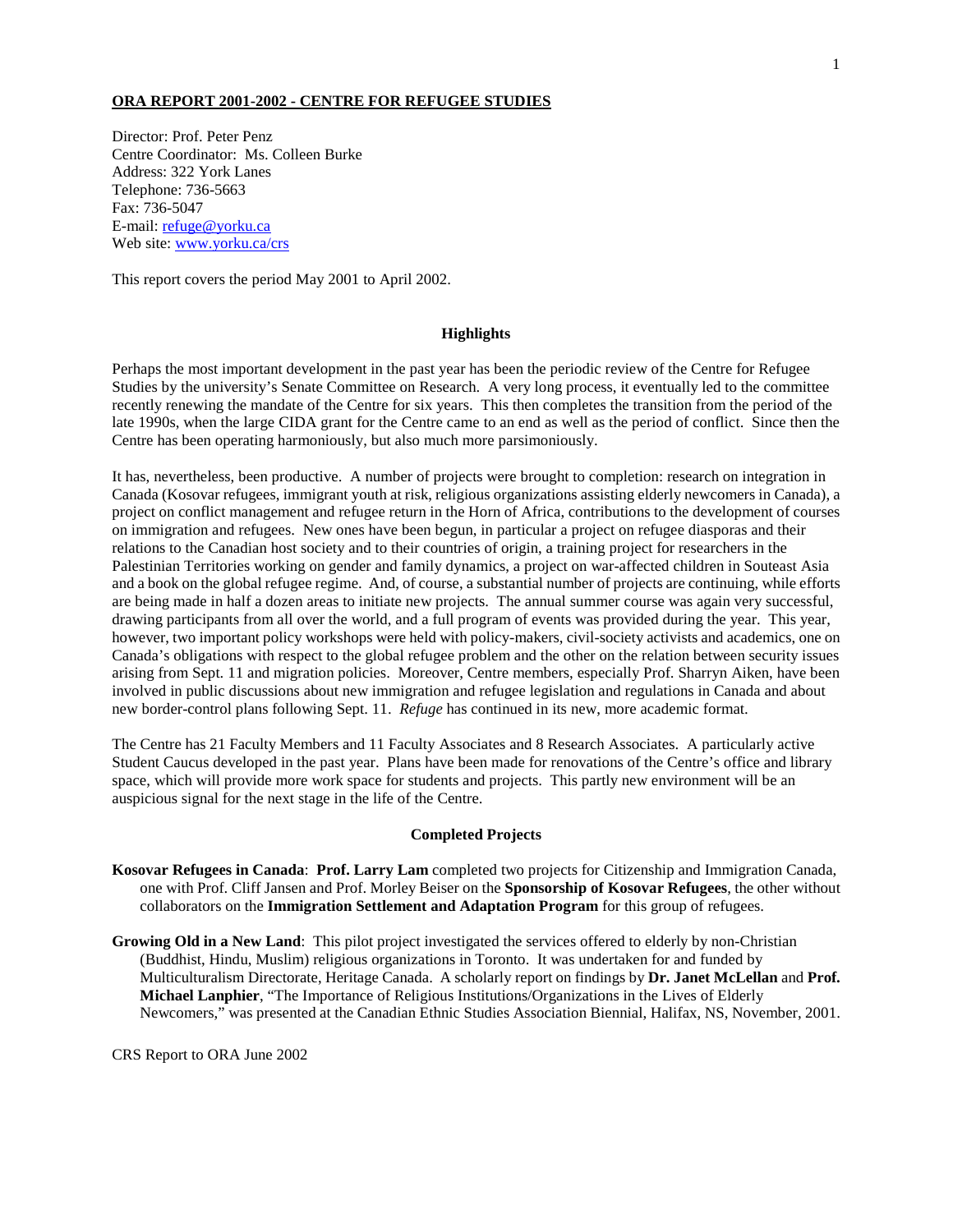# ORA REPORT 2001-2002 - CENTRE FOR REFUGEE STUDIES

Director: Prof. Peter Penz
Centre Coordinator: Ms. Colleen Burke
Address: 322 York Lanes
Telephone: 736-5663
Fax: 736-5047
E-mail: refuge@yorku.ca
Web site: www.yorku.ca/crs

This report covers the period May 2001 to April 2002.

## Highlights

Perhaps the most important development in the past year has been the periodic review of the Centre for Refugee Studies by the university's Senate Committee on Research. A very long process, it eventually led to the committee recently renewing the mandate of the Centre for six years. This then completes the transition from the period of the late 1990s, when the large CIDA grant for the Centre came to an end as well as the period of conflict. Since then the Centre has been operating harmoniously, but also much more parsimoniously.

It has, nevertheless, been productive. A number of projects were brought to completion: research on integration in Canada (Kosovar refugees, immigrant youth at risk, religious organizations assisting elderly newcomers in Canada), a project on conflict management and refugee return in the Horn of Africa, contributions to the development of courses on immigration and refugees. New ones have been begun, in particular a project on refugee diasporas and their relations to the Canadian host society and to their countries of origin, a training project for researchers in the Palestinian Territories working on gender and family dynamics, a project on war-affected children in Souteast Asia and a book on the global refugee regime. And, of course, a substantial number of projects are continuing, while efforts are being made in half a dozen areas to initiate new projects. The annual summer course was again very successful, drawing participants from all over the world, and a full program of events was provided during the year. This year, however, two important policy workshops were held with policy-makers, civil-society activists and academics, one on Canada's obligations with respect to the global refugee problem and the other on the relation between security issues arising from Sept. 11 and migration policies. Moreover, Centre members, especially Prof. Sharryn Aiken, have been involved in public discussions about new immigration and refugee legislation and regulations in Canada and about new border-control plans following Sept. 11. *Refuge* has continued in its new, more academic format.

The Centre has 21 Faculty Members and 11 Faculty Associates and 8 Research Associates. A particularly active Student Caucus developed in the past year. Plans have been made for renovations of the Centre's office and library space, which will provide more work space for students and projects. This partly new environment will be an auspicious signal for the next stage in the life of the Centre.

## Completed Projects

**Kosovar Refugees in Canada**: **Prof. Larry Lam** completed two projects for Citizenship and Immigration Canada, one with Prof. Cliff Jansen and Prof. Morley Beiser on the **Sponsorship of Kosovar Refugees**, the other without collaborators on the **Immigration Settlement and Adaptation Program** for this group of refugees.

**Growing Old in a New Land**: This pilot project investigated the services offered to elderly by non-Christian (Buddhist, Hindu, Muslim) religious organizations in Toronto. It was undertaken for and funded by Multiculturalism Directorate, Heritage Canada. A scholarly report on findings by **Dr. Janet McLellan** and **Prof. Michael Lanphier**, "The Importance of Religious Institutions/Organizations in the Lives of Elderly Newcomers," was presented at the Canadian Ethnic Studies Association Biennial, Halifax, NS, November, 2001.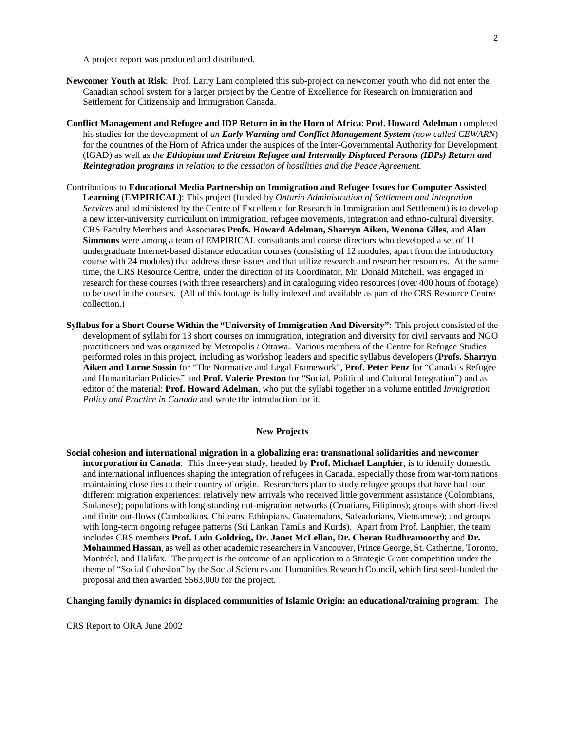A project report was produced and distributed.

**Newcomer Youth at Risk**: Prof. Larry Lam completed this sub-project on newcomer youth who did not enter the Canadian school system for a larger project by the Centre of Excellence for Research on Immigration and Settlement for Citizenship and Immigration Canada.

**Conflict Management and Refugee and IDP Return in in the Horn of Africa**: **Prof. Howard Adelman** completed his studies for the development of *an **Early Warning and Conflict Management System** (now called CEWARN*) for the countries of the Horn of Africa under the auspices of the Inter-Governmental Authority for Development (IGAD) as well as *the **Ethiopian and Eritrean Refugee and Internally Displaced Persons (IDPs) Return and Reintegration programs** in relation to the cessation of hostilities and the Peace Agreement.*

Contributions to **Educational Media Partnership on Immigration and Refugee Issues for Computer Assisted Learning** (**EMPIRICAL)**: This project (funded by *Ontario Administration of Settlement and Integration Services* and administered by the Centre of Excellence for Research in Immigration and Settlement) is to develop a new inter-university curriculum on immigration, refugee movements, integration and ethno-cultural diversity. CRS Faculty Members and Associates **Profs. Howard Adelman, Sharryn Aiken, Wenona Giles**, and **Alan Simmons** were among a team of EMPIRICAL consultants and course directors who developed a set of 11 undergraduate Internet-based distance education courses (consisting of 12 modules, apart from the introductory course with 24 modules) that address these issues and that utilize research and researcher resources. At the same time, the CRS Resource Centre, under the direction of its Coordinator, Mr. Donald Mitchell, was engaged in research for these courses (with three researchers) and in cataloguing video resources (over 400 hours of footage) to be used in the courses. (All of this footage is fully indexed and available as part of the CRS Resource Centre collection.)

**Syllabus for a Short Course Within the "University of Immigration And Diversity"**: This project consisted of the development of syllabi for 13 short courses on immigration, integration and diversity for civil servants and NGO practitioners and was organized by Metropolis / Ottawa. Various members of the Centre for Refugee Studies performed roles in this project, including as workshop leaders and specific syllabus developers (**Profs. Sharryn Aiken and Lorne Sossin** for "The Normative and Legal Framework", **Prof. Peter Penz** for "Canada's Refugee and Humanitarian Policies" and **Prof. Valerie Preston** for "Social, Political and Cultural Integration") and as editor of the material: **Prof. Howard Adelman**, who put the syllabi together in a volume entitled *Immigration Policy and Practice in Canada* and wrote the introduction for it.

## New Projects

**Social cohesion and international migration in a globalizing era: transnational solidarities and newcomer incorporation in Canada**: This three-year study, headed by **Prof. Michael Lanphier**, is to identify domestic and international influences shaping the integration of refugees in Canada, especially those from war-torn nations maintaining close ties to their country of origin. Researchers plan to study refugee groups that have had four different migration experiences: relatively new arrivals who received little government assistance (Colombians, Sudanese); populations with long-standing out-migration networks (Croatians, Filipinos); groups with short-lived and finite out-flows (Cambodians, Chileans, Ethiopians, Guatemalans, Salvadorians, Vietnamese); and groups with long-term ongoing refugee patterns (Sri Lankan Tamils and Kurds). Apart from Prof. Lanphier, the team includes CRS members **Prof. Luin Goldring, Dr. Janet McLellan, Dr. Cheran Rudhramoorthy** and **Dr. Mohammed Hassan**, as well as other academic researchers in Vancouver, Prince George, St. Catherine, Toronto, Montréal, and Halifax. The project is the outcome of an application to a Strategic Grant competition under the theme of "Social Cohesion" by the Social Sciences and Humanities Research Council, which first seed-funded the proposal and then awarded $563,000 for the project.

**Changing family dynamics in displaced communities of Islamic Origin: an educational/training program**: The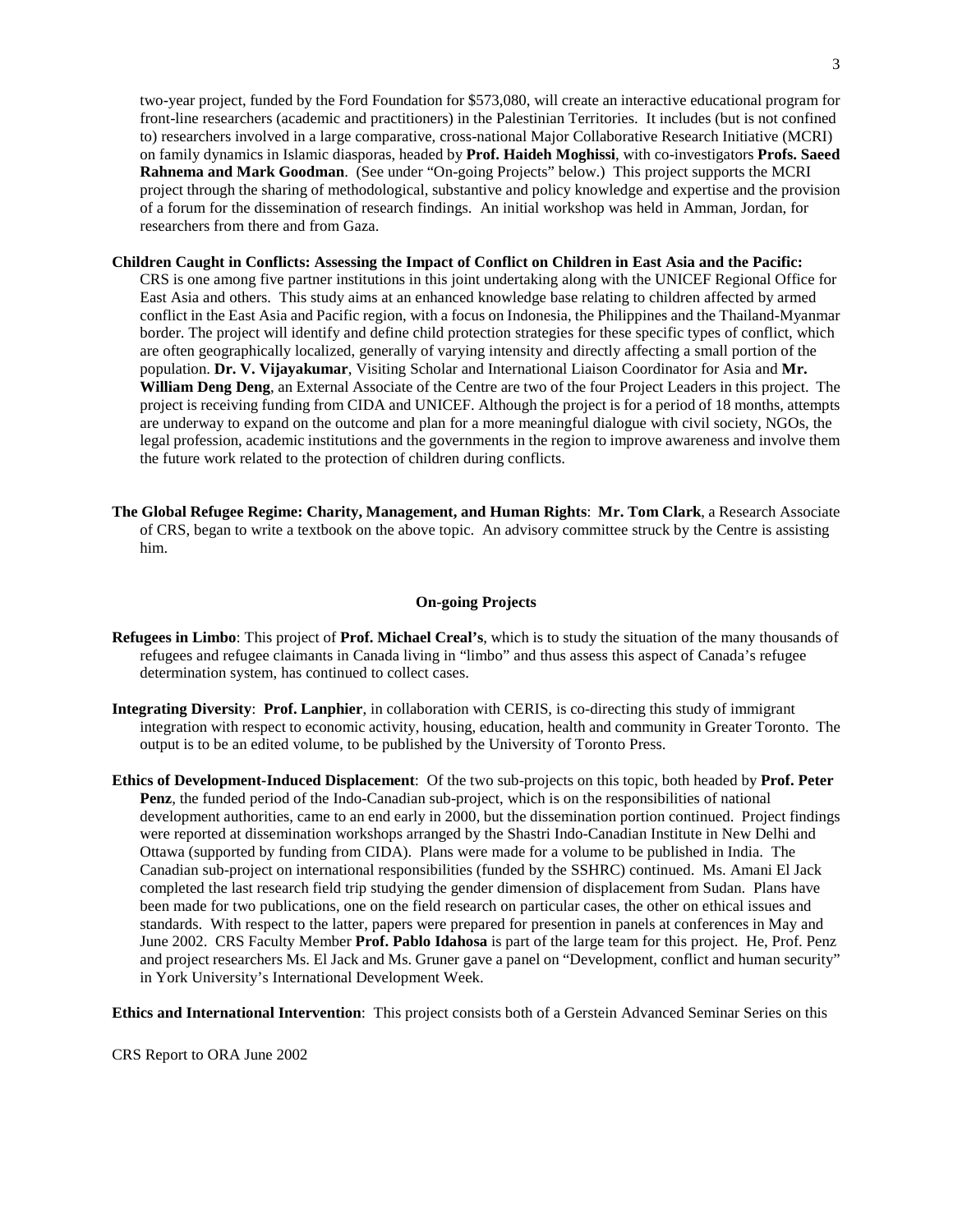two-year project, funded by the Ford Foundation for $573,080, will create an interactive educational program for front-line researchers (academic and practitioners) in the Palestinian Territories. It includes (but is not confined to) researchers involved in a large comparative, cross-national Major Collaborative Research Initiative (MCRI) on family dynamics in Islamic diasporas, headed by **Prof. Haideh Moghissi**, with co-investigators **Profs. Saeed Rahnema and Mark Goodman**. (See under "On-going Projects" below.) This project supports the MCRI project through the sharing of methodological, substantive and policy knowledge and expertise and the provision of a forum for the dissemination of research findings. An initial workshop was held in Amman, Jordan, for researchers from there and from Gaza.

**Children Caught in Conflicts: Assessing the Impact of Conflict on Children in East Asia and the Pacific:** CRS is one among five partner institutions in this joint undertaking along with the UNICEF Regional Office for East Asia and others. This study aims at an enhanced knowledge base relating to children affected by armed conflict in the East Asia and Pacific region, with a focus on Indonesia, the Philippines and the Thailand-Myanmar border. The project will identify and define child protection strategies for these specific types of conflict, which are often geographically localized, generally of varying intensity and directly affecting a small portion of the population. **Dr. V. Vijayakumar**, Visiting Scholar and International Liaison Coordinator for Asia and **Mr. William Deng Deng**, an External Associate of the Centre are two of the four Project Leaders in this project. The project is receiving funding from CIDA and UNICEF. Although the project is for a period of 18 months, attempts are underway to expand on the outcome and plan for a more meaningful dialogue with civil society, NGOs, the legal profession, academic institutions and the governments in the region to improve awareness and involve them the future work related to the protection of children during conflicts.

**The Global Refugee Regime: Charity, Management, and Human Rights**: **Mr. Tom Clark**, a Research Associate of CRS, began to write a textbook on the above topic. An advisory committee struck by the Centre is assisting him.

## On-going Projects

**Refugees in Limbo**: This project of **Prof. Michael Creal's**, which is to study the situation of the many thousands of refugees and refugee claimants in Canada living in "limbo" and thus assess this aspect of Canada's refugee determination system, has continued to collect cases.

**Integrating Diversity**: **Prof. Lanphier**, in collaboration with CERIS, is co-directing this study of immigrant integration with respect to economic activity, housing, education, health and community in Greater Toronto. The output is to be an edited volume, to be published by the University of Toronto Press.

**Ethics of Development-Induced Displacement**: Of the two sub-projects on this topic, both headed by **Prof. Peter Penz**, the funded period of the Indo-Canadian sub-project, which is on the responsibilities of national development authorities, came to an end early in 2000, but the dissemination portion continued. Project findings were reported at dissemination workshops arranged by the Shastri Indo-Canadian Institute in New Delhi and Ottawa (supported by funding from CIDA). Plans were made for a volume to be published in India. The Canadian sub-project on international responsibilities (funded by the SSHRC) continued. Ms. Amani El Jack completed the last research field trip studying the gender dimension of displacement from Sudan. Plans have been made for two publications, one on the field research on particular cases, the other on ethical issues and standards. With respect to the latter, papers were prepared for presention in panels at conferences in May and June 2002. CRS Faculty Member **Prof. Pablo Idahosa** is part of the large team for this project. He, Prof. Penz and project researchers Ms. El Jack and Ms. Gruner gave a panel on "Development, conflict and human security" in York University's International Development Week.

**Ethics and International Intervention**: This project consists both of a Gerstein Advanced Seminar Series on this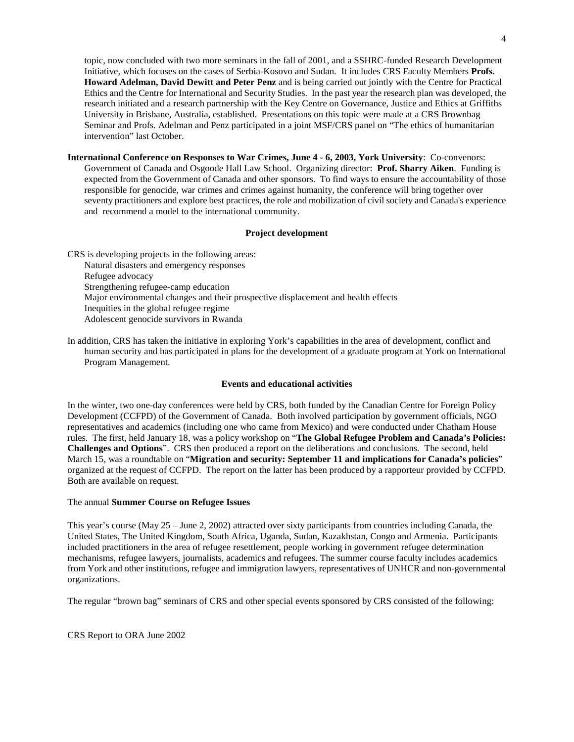topic, now concluded with two more seminars in the fall of 2001, and a SSHRC-funded Research Development Initiative, which focuses on the cases of Serbia-Kosovo and Sudan. It includes CRS Faculty Members **Profs. Howard Adelman, David Dewitt and Peter Penz** and is being carried out jointly with the Centre for Practical Ethics and the Centre for International and Security Studies. In the past year the research plan was developed, the research initiated and a research partnership with the Key Centre on Governance, Justice and Ethics at Griffiths University in Brisbane, Australia, established. Presentations on this topic were made at a CRS Brownbag Seminar and Profs. Adelman and Penz participated in a joint MSF/CRS panel on "The ethics of humanitarian intervention" last October.

**International Conference on Responses to War Crimes, June 4 - 6, 2003, York University**: Co-convenors: Government of Canada and Osgoode Hall Law School. Organizing director: **Prof. Sharry Aiken**. Funding is expected from the Government of Canada and other sponsors. To find ways to ensure the accountability of those responsible for genocide, war crimes and crimes against humanity, the conference will bring together over seventy practitioners and explore best practices, the role and mobilization of civil society and Canada's experience and recommend a model to the international community.

### Project development

CRS is developing projects in the following areas:

- Natural disasters and emergency responses
- Refugee advocacy
- Strengthening refugee-camp education
- Major environmental changes and their prospective displacement and health effects
- Inequities in the global refugee regime
- Adolescent genocide survivors in Rwanda

In addition, CRS has taken the initiative in exploring York's capabilities in the area of development, conflict and human security and has participated in plans for the development of a graduate program at York on International Program Management.

### Events and educational activities

In the winter, two one-day conferences were held by CRS, both funded by the Canadian Centre for Foreign Policy Development (CCFPD) of the Government of Canada. Both involved participation by government officials, NGO representatives and academics (including one who came from Mexico) and were conducted under Chatham House rules. The first, held January 18, was a policy workshop on "**The Global Refugee Problem and Canada's Policies: Challenges and Options**". CRS then produced a report on the deliberations and conclusions. The second, held March 15, was a roundtable on "**Migration and security: September 11 and implications for Canada's policies**" organized at the request of CCFPD. The report on the latter has been produced by a rapporteur provided by CCFPD. Both are available on request.

The annual **Summer Course on Refugee Issues**

This year's course (May 25 – June 2, 2002) attracted over sixty participants from countries including Canada, the United States, The United Kingdom, South Africa, Uganda, Sudan, Kazakhstan, Congo and Armenia. Participants included practitioners in the area of refugee resettlement, people working in government refugee determination mechanisms, refugee lawyers, journalists, academics and refugees. The summer course faculty includes academics from York and other institutions, refugee and immigration lawyers, representatives of UNHCR and non-governmental organizations.

The regular "brown bag" seminars of CRS and other special events sponsored by CRS consisted of the following: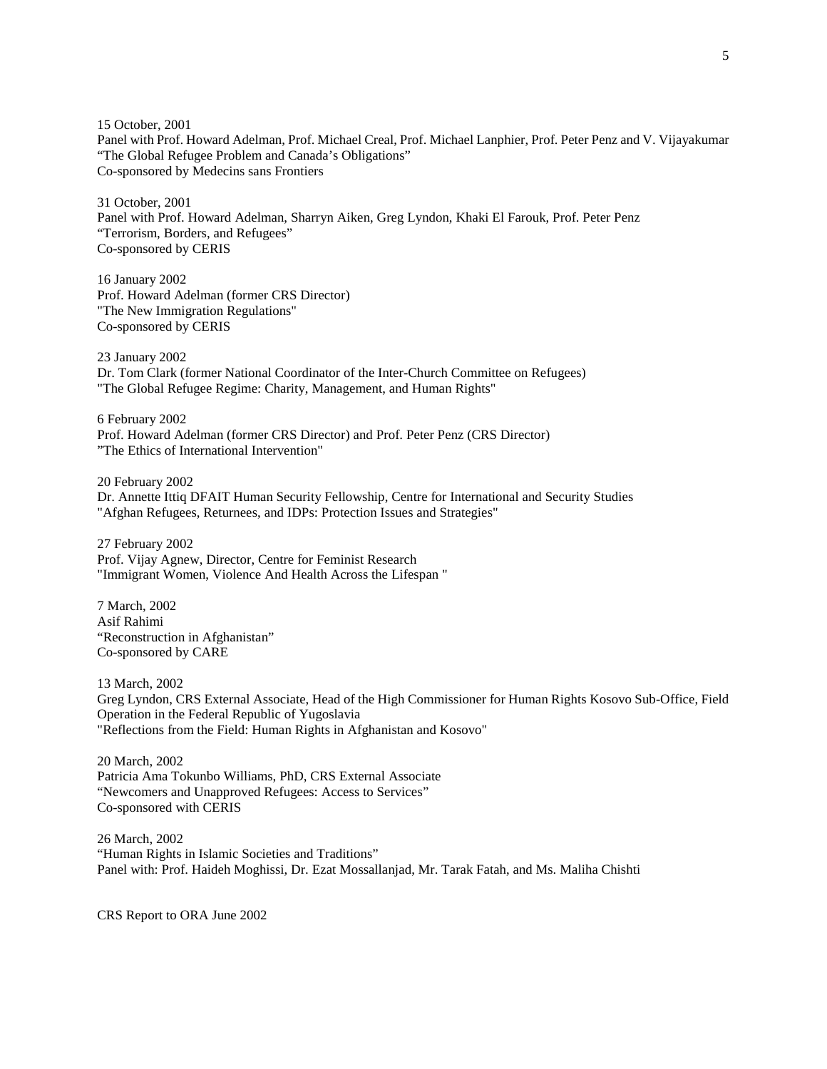15 October, 2001
Panel with Prof. Howard Adelman, Prof. Michael Creal, Prof. Michael Lanphier, Prof. Peter Penz and V. Vijayakumar
“The Global Refugee Problem and Canada’s Obligations”
Co-sponsored by Medecins sans Frontiers

31 October, 2001
Panel with Prof. Howard Adelman, Sharryn Aiken, Greg Lyndon, Khaki El Farouk, Prof. Peter Penz
“Terrorism, Borders, and Refugees”
Co-sponsored by CERIS

16 January 2002
Prof. Howard Adelman (former CRS Director)
"The New Immigration Regulations"
Co-sponsored by CERIS

23 January 2002
Dr. Tom Clark (former National Coordinator of the Inter-Church Committee on Refugees)
"The Global Refugee Regime: Charity, Management, and Human Rights"

6 February 2002
Prof. Howard Adelman (former CRS Director) and Prof. Peter Penz (CRS Director)
”The Ethics of International Intervention"

20 February 2002
Dr. Annette Ittiq DFAIT Human Security Fellowship, Centre for International and Security Studies
"Afghan Refugees, Returnees, and IDPs: Protection Issues and Strategies"

27 February 2002
Prof. Vijay Agnew, Director, Centre for Feminist Research
"Immigrant Women, Violence And Health Across the Lifespan "

7 March, 2002
Asif Rahimi
“Reconstruction in Afghanistan”
Co-sponsored by CARE

13 March, 2002
Greg Lyndon, CRS External Associate, Head of the High Commissioner for Human Rights Kosovo Sub-Office, Field Operation in the Federal Republic of Yugoslavia
"Reflections from the Field: Human Rights in Afghanistan and Kosovo"

20 March, 2002
Patricia Ama Tokunbo Williams, PhD, CRS External Associate
“Newcomers and Unapproved Refugees: Access to Services”
Co-sponsored with CERIS

26 March, 2002
“Human Rights in Islamic Societies and Traditions”
Panel with: Prof. Haideh Moghissi, Dr. Ezat Mossallanjad, Mr. Tarak Fatah, and Ms. Maliha Chishti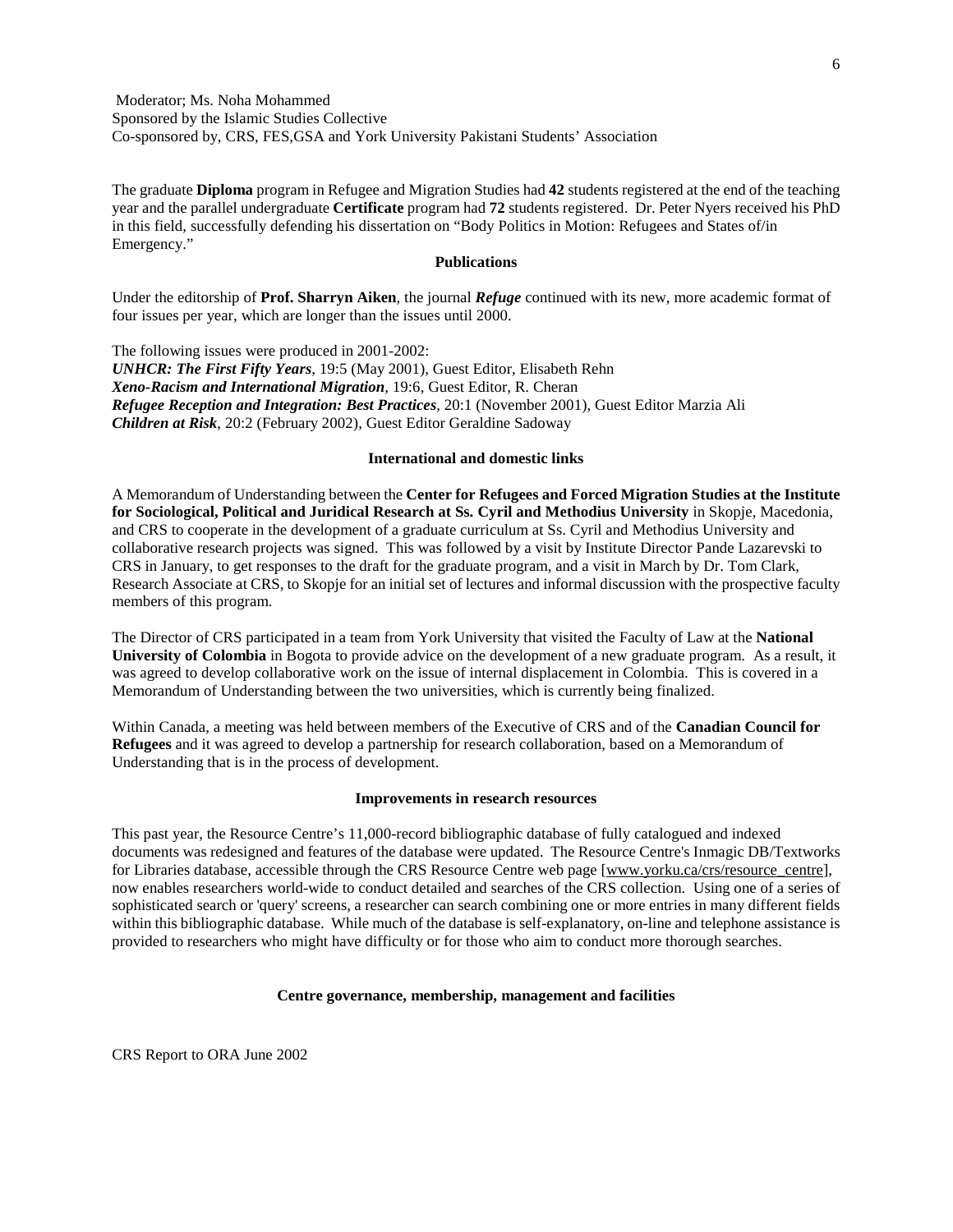Moderator; Ms. Noha Mohammed
Sponsored by the Islamic Studies Collective
Co-sponsored by, CRS, FES,GSA and York University Pakistani Students' Association

The graduate **Diploma** program in Refugee and Migration Studies had **42** students registered at the end of the teaching year and the parallel undergraduate **Certificate** program had **72** students registered. Dr. Peter Nyers received his PhD in this field, successfully defending his dissertation on "Body Politics in Motion: Refugees and States of/in Emergency."

### Publications

Under the editorship of **Prof. Sharryn Aiken**, the journal ***Refuge*** continued with its new, more academic format of four issues per year, which are longer than the issues until 2000.

The following issues were produced in 2001-2002:
***UNHCR: The First Fifty Years***, 19:5 (May 2001), Guest Editor, Elisabeth Rehn
***Xeno-Racism and International Migration***, 19:6, Guest Editor, R. Cheran
***Refugee Reception and Integration: Best Practices***, 20:1 (November 2001), Guest Editor Marzia Ali
***Children at Risk***, 20:2 (February 2002), Guest Editor Geraldine Sadoway

### International and domestic links

A Memorandum of Understanding between the **Center for Refugees and Forced Migration Studies at the Institute for Sociological, Political and Juridical Research at Ss. Cyril and Methodius University** in Skopje, Macedonia, and CRS to cooperate in the development of a graduate curriculum at Ss. Cyril and Methodius University and collaborative research projects was signed. This was followed by a visit by Institute Director Pande Lazarevski to CRS in January, to get responses to the draft for the graduate program, and a visit in March by Dr. Tom Clark, Research Associate at CRS, to Skopje for an initial set of lectures and informal discussion with the prospective faculty members of this program.

The Director of CRS participated in a team from York University that visited the Faculty of Law at the **National University of Colombia** in Bogota to provide advice on the development of a new graduate program. As a result, it was agreed to develop collaborative work on the issue of internal displacement in Colombia. This is covered in a Memorandum of Understanding between the two universities, which is currently being finalized.

Within Canada, a meeting was held between members of the Executive of CRS and of the **Canadian Council for Refugees** and it was agreed to develop a partnership for research collaboration, based on a Memorandum of Understanding that is in the process of development.

### Improvements in research resources

This past year, the Resource Centre's 11,000-record bibliographic database of fully catalogued and indexed documents was redesigned and features of the database were updated. The Resource Centre's Inmagic DB/Textworks for Libraries database, accessible through the CRS Resource Centre web page [www.yorku.ca/crs/resource_centre], now enables researchers world-wide to conduct detailed and searches of the CRS collection. Using one of a series of sophisticated search or 'query' screens, a researcher can search combining one or more entries in many different fields within this bibliographic database. While much of the database is self-explanatory, on-line and telephone assistance is provided to researchers who might have difficulty or for those who aim to conduct more thorough searches.

### Centre governance, membership, management and facilities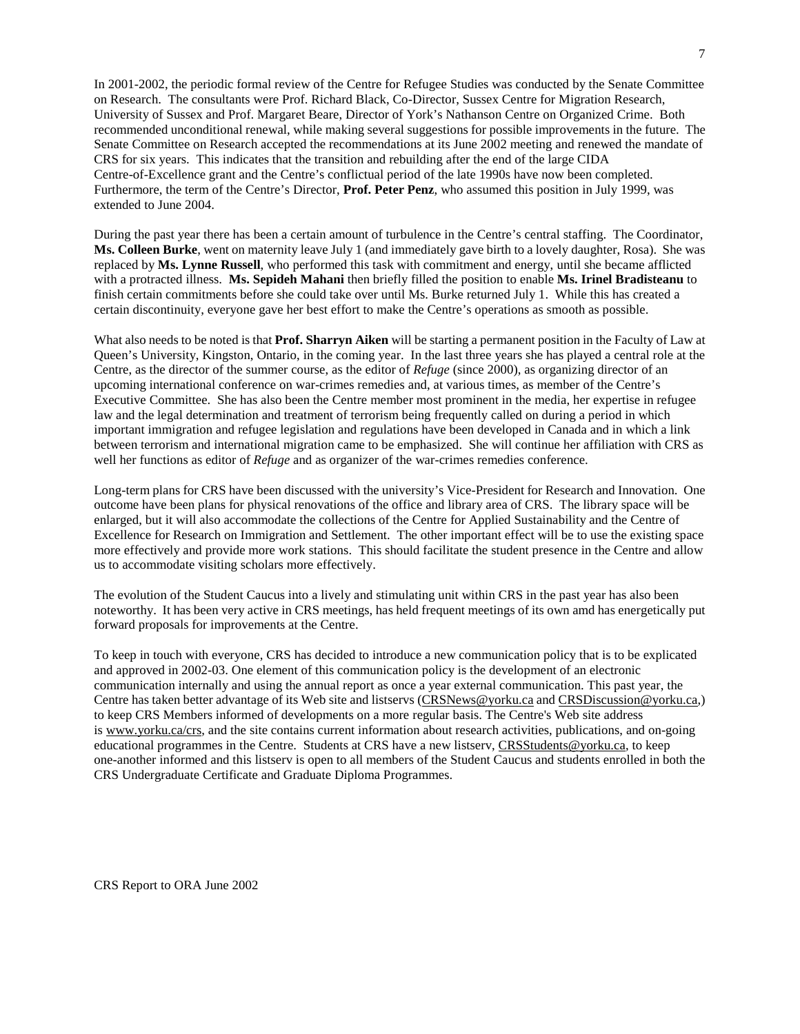In 2001-2002, the periodic formal review of the Centre for Refugee Studies was conducted by the Senate Committee on Research. The consultants were Prof. Richard Black, Co-Director, Sussex Centre for Migration Research, University of Sussex and Prof. Margaret Beare, Director of York's Nathanson Centre on Organized Crime. Both recommended unconditional renewal, while making several suggestions for possible improvements in the future. The Senate Committee on Research accepted the recommendations at its June 2002 meeting and renewed the mandate of CRS for six years. This indicates that the transition and rebuilding after the end of the large CIDA Centre-of-Excellence grant and the Centre's conflictual period of the late 1990s have now been completed. Furthermore, the term of the Centre's Director, **Prof. Peter Penz**, who assumed this position in July 1999, was extended to June 2004.

During the past year there has been a certain amount of turbulence in the Centre's central staffing. The Coordinator, **Ms. Colleen Burke**, went on maternity leave July 1 (and immediately gave birth to a lovely daughter, Rosa). She was replaced by **Ms. Lynne Russell**, who performed this task with commitment and energy, until she became afflicted with a protracted illness. **Ms. Sepideh Mahani** then briefly filled the position to enable **Ms. Irinel Bradisteanu** to finish certain commitments before she could take over until Ms. Burke returned July 1. While this has created a certain discontinuity, everyone gave her best effort to make the Centre's operations as smooth as possible.

What also needs to be noted is that **Prof. Sharryn Aiken** will be starting a permanent position in the Faculty of Law at Queen's University, Kingston, Ontario, in the coming year. In the last three years she has played a central role at the Centre, as the director of the summer course, as the editor of *Refuge* (since 2000), as organizing director of an upcoming international conference on war-crimes remedies and, at various times, as member of the Centre's Executive Committee. She has also been the Centre member most prominent in the media, her expertise in refugee law and the legal determination and treatment of terrorism being frequently called on during a period in which important immigration and refugee legislation and regulations have been developed in Canada and in which a link between terrorism and international migration came to be emphasized. She will continue her affiliation with CRS as well her functions as editor of *Refuge* and as organizer of the war-crimes remedies conference.

Long-term plans for CRS have been discussed with the university's Vice-President for Research and Innovation. One outcome have been plans for physical renovations of the office and library area of CRS. The library space will be enlarged, but it will also accommodate the collections of the Centre for Applied Sustainability and the Centre of Excellence for Research on Immigration and Settlement. The other important effect will be to use the existing space more effectively and provide more work stations. This should facilitate the student presence in the Centre and allow us to accommodate visiting scholars more effectively.

The evolution of the Student Caucus into a lively and stimulating unit within CRS in the past year has also been noteworthy. It has been very active in CRS meetings, has held frequent meetings of its own amd has energetically put forward proposals for improvements at the Centre.

To keep in touch with everyone, CRS has decided to introduce a new communication policy that is to be explicated and approved in 2002-03. One element of this communication policy is the development of an electronic communication internally and using the annual report as once a year external communication. This past year, the Centre has taken better advantage of its Web site and listservs (CRSNews@yorku.ca and CRSDiscussion@yorku.ca,) to keep CRS Members informed of developments on a more regular basis. The Centre's Web site address is www.yorku.ca/crs, and the site contains current information about research activities, publications, and on-going educational programmes in the Centre. Students at CRS have a new listserv, CRSStudents@yorku.ca, to keep one-another informed and this listserv is open to all members of the Student Caucus and students enrolled in both the CRS Undergraduate Certificate and Graduate Diploma Programmes.